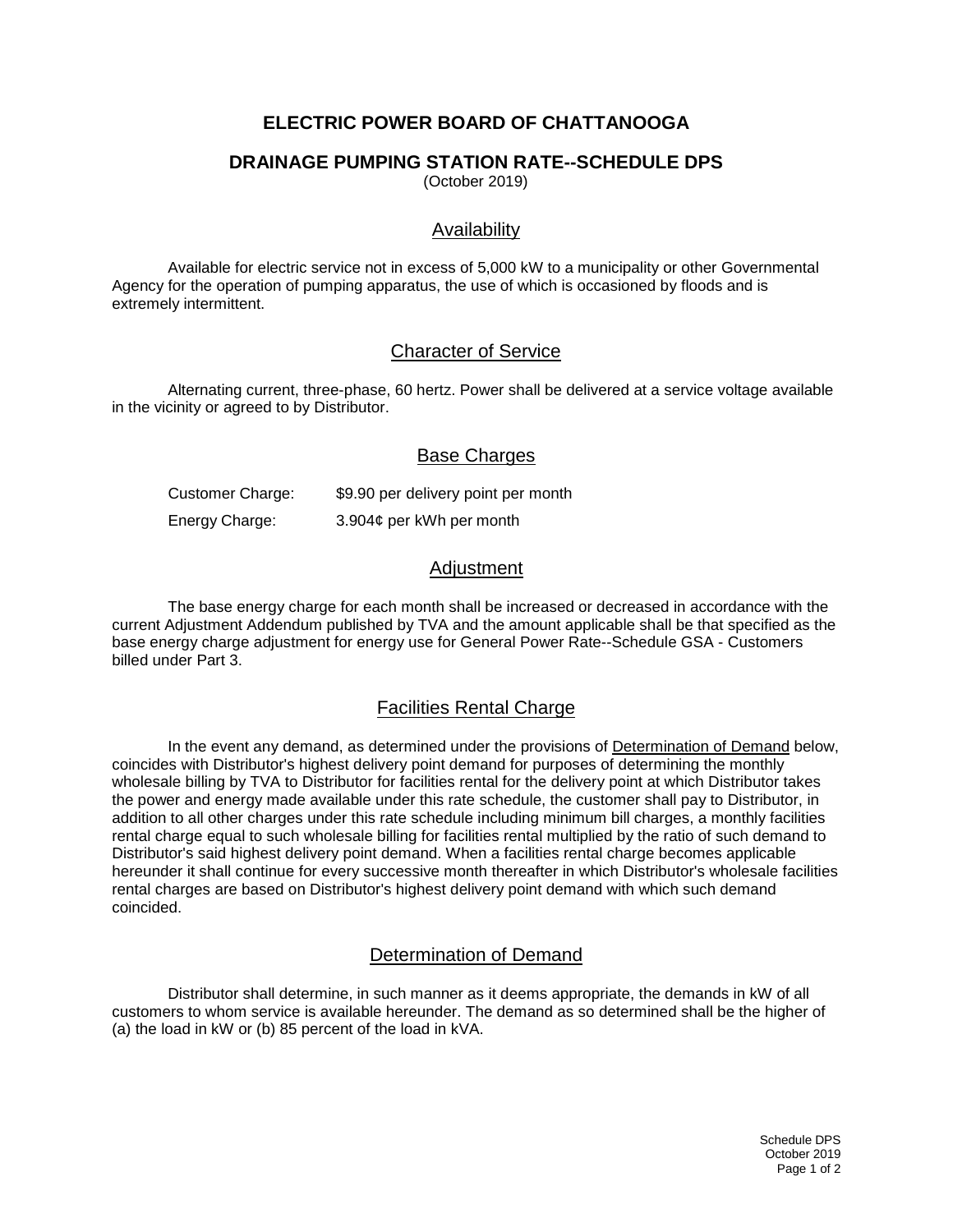# ELECTRIC POWER BOARD OF CHATTANOOGA

## DRAINAGE PUMPING STATION RATE--SCHEDULE DPS

(October 2019)

### Availability

Available for electric service not in excess of 5,000 kW to a municipality or other Governmental Agency for the operation of pumping apparatus, the use of which is occasioned by floods and is extremely intermittent.

### Character of Service

Alternating current, three-phase, 60 hertz. Power shall be delivered at a service voltage available in the vicinity or agreed to by Distributor.

### Base Charges

| | |
|---|---|
| Customer Charge: | $9.90 per delivery point per month |
| Energy Charge: | 3.904¢ per kWh per month |

### Adjustment

The base energy charge for each month shall be increased or decreased in accordance with the current Adjustment Addendum published by TVA and the amount applicable shall be that specified as the base energy charge adjustment for energy use for General Power Rate--Schedule GSA - Customers billed under Part 3.

### Facilities Rental Charge

In the event any demand, as determined under the provisions of Determination of Demand below, coincides with Distributor's highest delivery point demand for purposes of determining the monthly wholesale billing by TVA to Distributor for facilities rental for the delivery point at which Distributor takes the power and energy made available under this rate schedule, the customer shall pay to Distributor, in addition to all other charges under this rate schedule including minimum bill charges, a monthly facilities rental charge equal to such wholesale billing for facilities rental multiplied by the ratio of such demand to Distributor's said highest delivery point demand. When a facilities rental charge becomes applicable hereunder it shall continue for every successive month thereafter in which Distributor's wholesale facilities rental charges are based on Distributor's highest delivery point demand with which such demand coincided.

### Determination of Demand

Distributor shall determine, in such manner as it deems appropriate, the demands in kW of all customers to whom service is available hereunder. The demand as so determined shall be the higher of (a) the load in kW or (b) 85 percent of the load in kVA.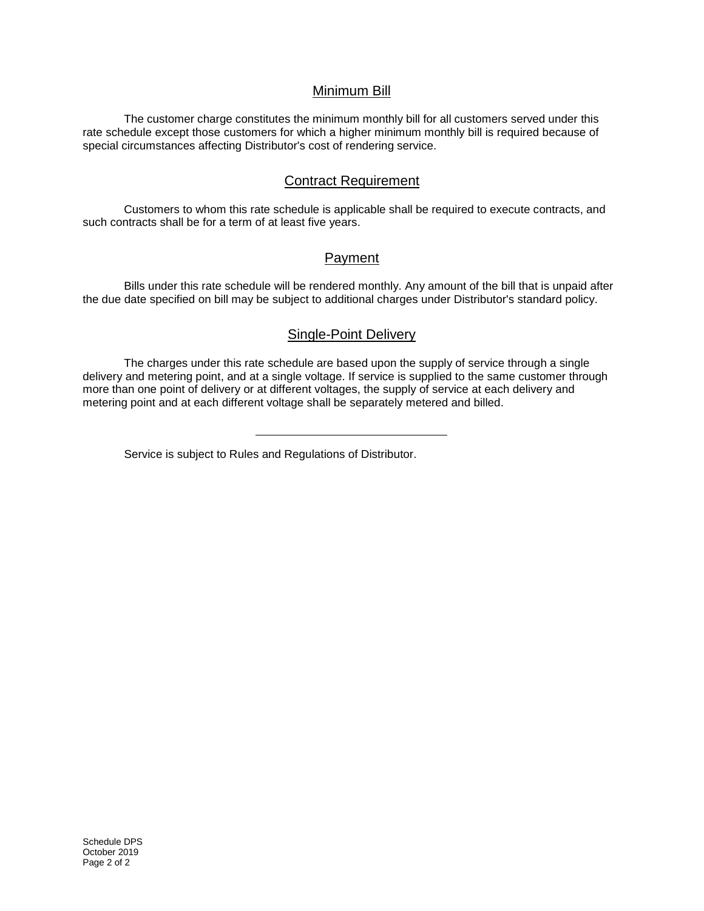## Minimum Bill

The customer charge constitutes the minimum monthly bill for all customers served under this rate schedule except those customers for which a higher minimum monthly bill is required because of special circumstances affecting Distributor's cost of rendering service.

## Contract Requirement

Customers to whom this rate schedule is applicable shall be required to execute contracts, and such contracts shall be for a term of at least five years.

## Payment

Bills under this rate schedule will be rendered monthly. Any amount of the bill that is unpaid after the due date specified on bill may be subject to additional charges under Distributor's standard policy.

## Single-Point Delivery

The charges under this rate schedule are based upon the supply of service through a single delivery and metering point, and at a single voltage. If service is supplied to the same customer through more than one point of delivery or at different voltages, the supply of service at each delivery and metering point and at each different voltage shall be separately metered and billed.

---

Service is subject to Rules and Regulations of Distributor.

Schedule DPS
October 2019